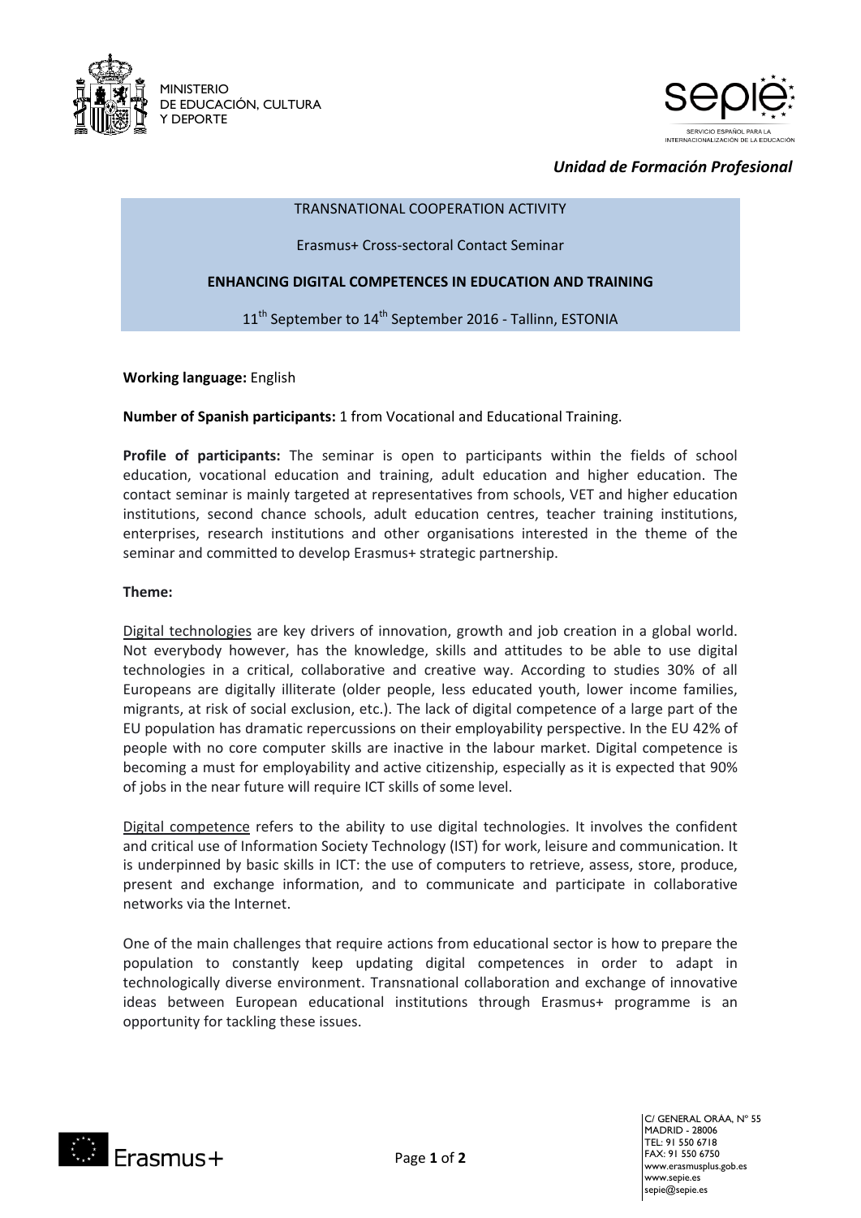MINISTERIO
DE EDUCACIÓN, CULTURA
Y DEPORTE

SERVICIO ESPAÑOL PARA LA INTERNACIONALIZACIÓN DE LA EDUCACIÓN

*Unidad de Formación Profesional*

TRANSNATIONAL COOPERATION ACTIVITY

Erasmus+ Cross-sectoral Contact Seminar

**ENHANCING DIGITAL COMPETENCES IN EDUCATION AND TRAINING**

11th September to 14th September 2016 - Tallinn, ESTONIA

**Working language:** English

**Number of Spanish participants:** 1 from Vocational and Educational Training.

**Profile of participants:** The seminar is open to participants within the fields of school education, vocational education and training, adult education and higher education. The contact seminar is mainly targeted at representatives from schools, VET and higher education institutions, second chance schools, adult education centres, teacher training institutions, enterprises, research institutions and other organisations interested in the theme of the seminar and committed to develop Erasmus+ strategic partnership.

**Theme:**

Digital technologies are key drivers of innovation, growth and job creation in a global world. Not everybody however, has the knowledge, skills and attitudes to be able to use digital technologies in a critical, collaborative and creative way. According to studies 30% of all Europeans are digitally illiterate (older people, less educated youth, lower income families, migrants, at risk of social exclusion, etc.). The lack of digital competence of a large part of the EU population has dramatic repercussions on their employability perspective. In the EU 42% of people with no core computer skills are inactive in the labour market. Digital competence is becoming a must for employability and active citizenship, especially as it is expected that 90% of jobs in the near future will require ICT skills of some level.

Digital competence refers to the ability to use digital technologies. It involves the confident and critical use of Information Society Technology (IST) for work, leisure and communication. It is underpinned by basic skills in ICT: the use of computers to retrieve, assess, store, produce, present and exchange information, and to communicate and participate in collaborative networks via the Internet.

One of the main challenges that require actions from educational sector is how to prepare the population to constantly keep updating digital competences in order to adapt in technologically diverse environment. Transnational collaboration and exchange of innovative ideas between European educational institutions through Erasmus+ programme is an opportunity for tackling these issues.

Erasmus+

C/ GENERAL ORAA, Nº 55
MADRID - 28006
TEL: 91 550 6718
FAX: 91 550 6750
www.erasmusplus.gob.es
www.sepie.es
sepie@sepie.es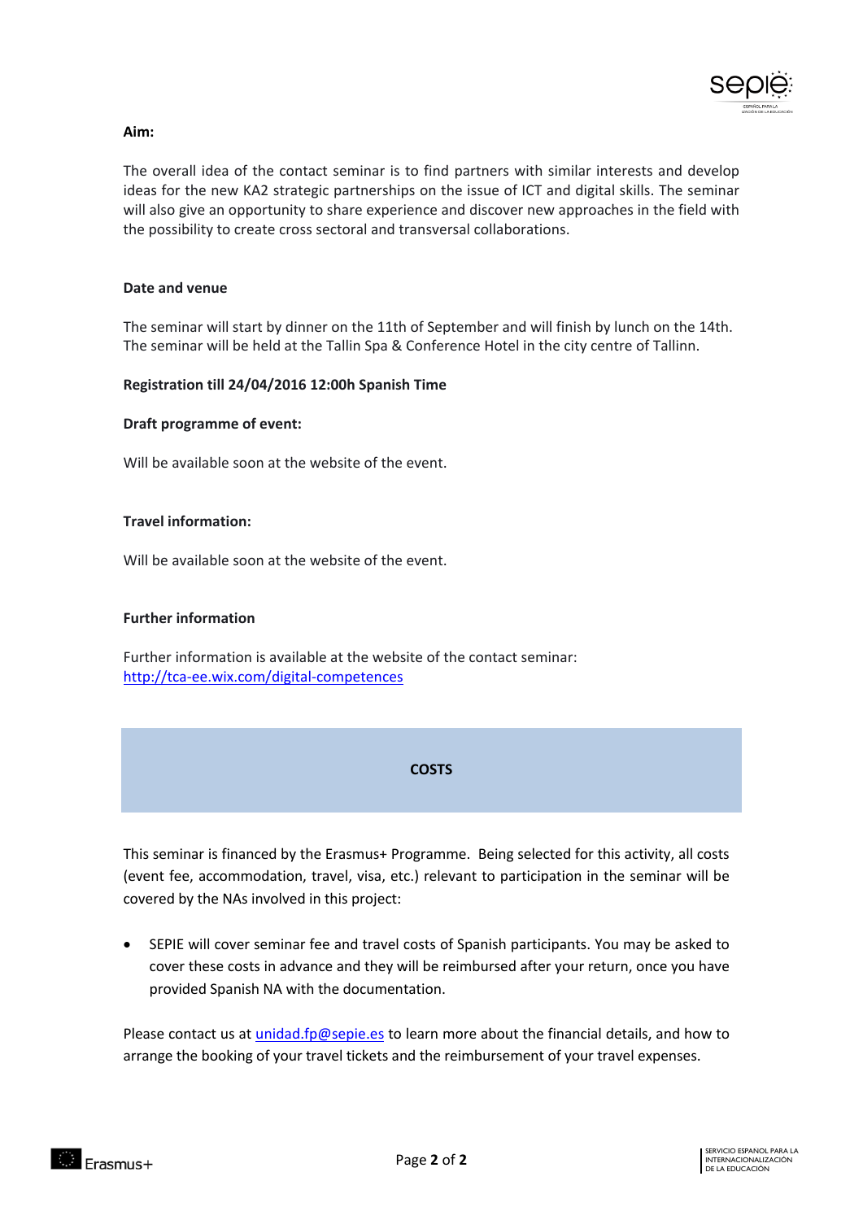**Aim:**

The overall idea of the contact seminar is to find partners with similar interests and develop ideas for the new KA2 strategic partnerships on the issue of ICT and digital skills. The seminar will also give an opportunity to share experience and discover new approaches in the field with the possibility to create cross sectoral and transversal collaborations.

**Date and venue**

The seminar will start by dinner on the 11th of September and will finish by lunch on the 14th. The seminar will be held at the Tallin Spa & Conference Hotel in the city centre of Tallinn.

**Registration till 24/04/2016 12:00h Spanish Time**

**Draft programme of event:**

Will be available soon at the website of the event.

**Travel information:**

Will be available soon at the website of the event.

**Further information**

Further information is available at the website of the contact seminar: http://tca-ee.wix.com/digital-competences

## COSTS

This seminar is financed by the Erasmus+ Programme. Being selected for this activity, all costs (event fee, accommodation, travel, visa, etc.) relevant to participation in the seminar will be covered by the NAs involved in this project:

- SEPIE will cover seminar fee and travel costs of Spanish participants. You may be asked to cover these costs in advance and they will be reimbursed after your return, once you have provided Spanish NA with the documentation.

Please contact us at unidad.fp@sepie.es to learn more about the financial details, and how to arrange the booking of your travel tickets and the reimbursement of your travel expenses.